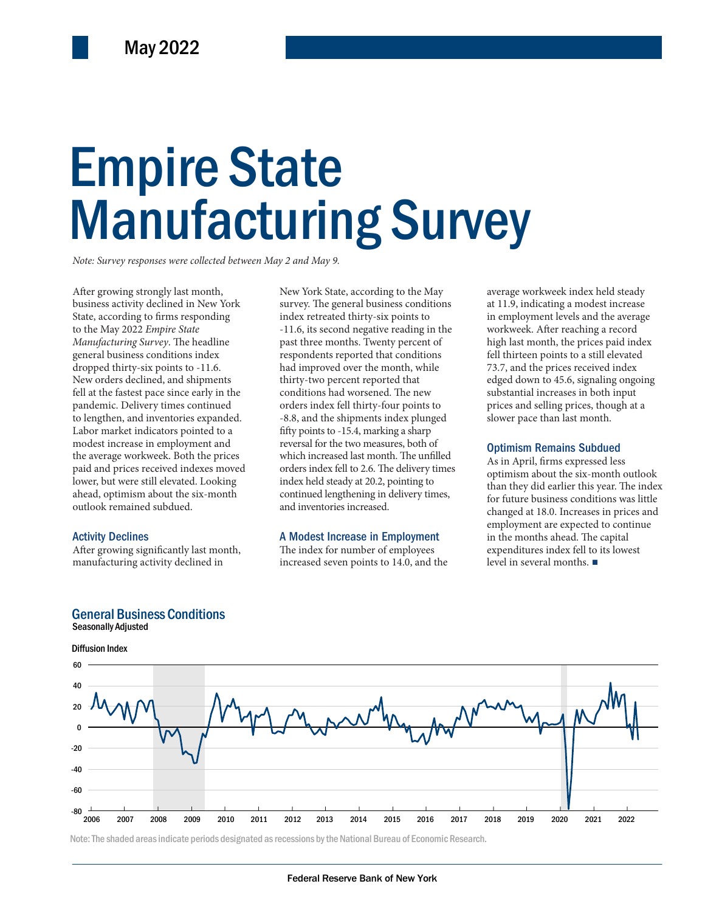May 2022

# Empire State Manufacturing Survey

*Note: Survey responses were collected between May 2 and May 9.*

After growing strongly last month, business activity declined in New York State, according to firms responding to the May 2022 *Empire State Manufacturing Survey*. The headline general business conditions index dropped thirty-six points to -11.6. New orders declined, and shipments fell at the fastest pace since early in the pandemic. Delivery times continued to lengthen, and inventories expanded. Labor market indicators pointed to a modest increase in employment and the average workweek. Both the prices paid and prices received indexes moved lower, but were still elevated. Looking ahead, optimism about the six-month outlook remained subdued.

## Activity Declines

After growing significantly last month, manufacturing activity declined in New York State, according to the May survey. The general business conditions index retreated thirty-six points to -11.6, its second negative reading in the past three months. Twenty percent of respondents reported that conditions had improved over the month, while thirty-two percent reported that conditions had worsened. The new orders index fell thirty-four points to -8.8, and the shipments index plunged fifty points to -15.4, marking a sharp reversal for the two measures, both of which increased last month. The unfilled orders index fell to 2.6. The delivery times index held steady at 20.2, pointing to continued lengthening in delivery times, and inventories increased.

## A Modest Increase in Employment

The index for number of employees increased seven points to 14.0, and the average workweek index held steady at 11.9, indicating a modest increase in employment levels and the average workweek. After reaching a record high last month, the prices paid index fell thirteen points to a still elevated 73.7, and the prices received index edged down to 45.6, signaling ongoing substantial increases in both input prices and selling prices, though at a slower pace than last month.

## Optimism Remains Subdued

As in April, firms expressed less optimism about the six-month outlook than they did earlier this year. The index for future business conditions was little changed at 18.0. Increases in prices and employment are expected to continue in the months ahead. The capital expenditures index fell to its lowest level in several months. ■

## General Business Conditions

Seasonally Adjusted

Diffusion Index

Note: The shaded areas indicate periods designated as recessions by the National Bureau of Economic Research.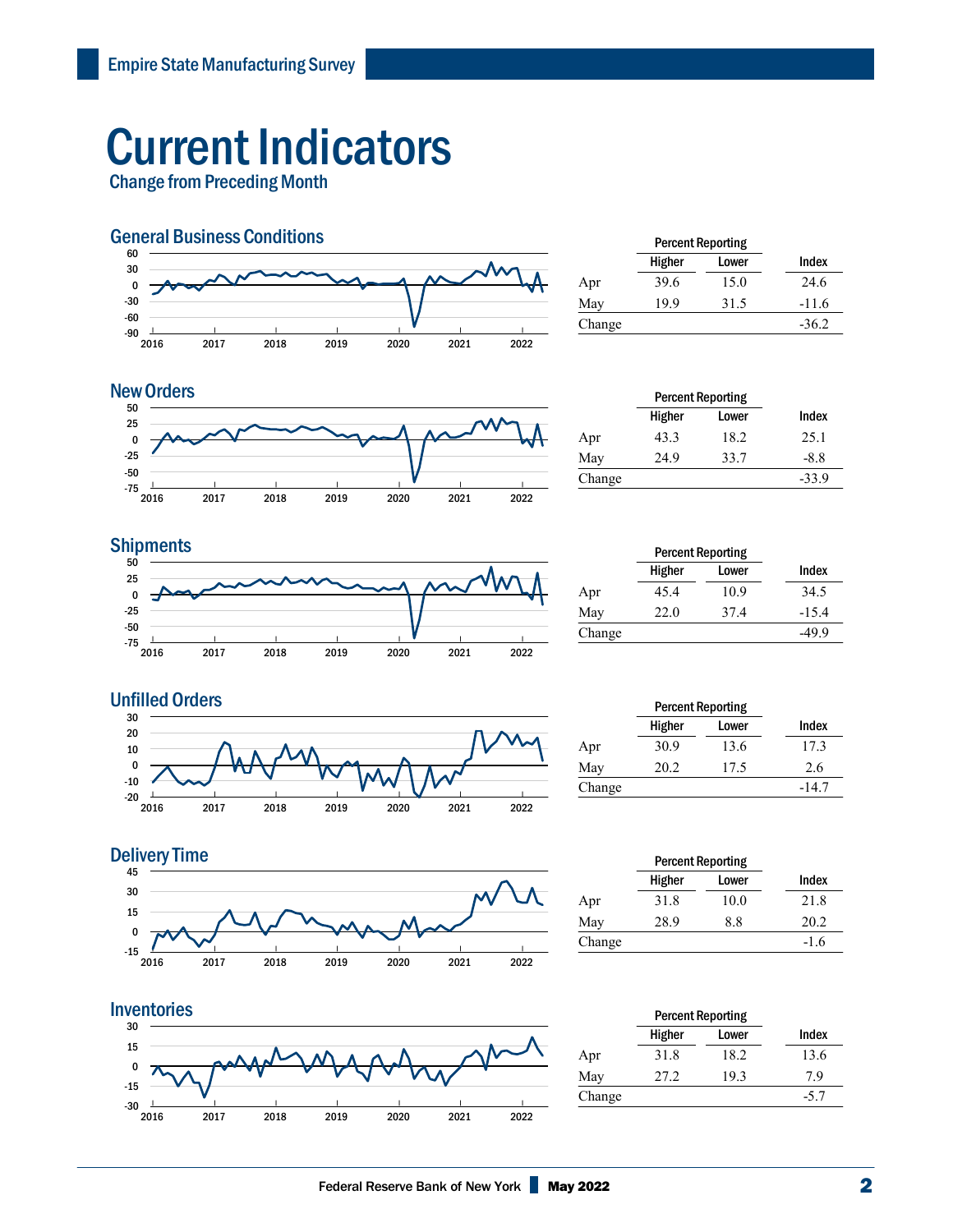# Current Indicators

Change from Preceding Month

## General Business Conditions

| | Percent Reporting | | |
|---|---|---|---|
| | Higher | Lower | Index |
| Apr | 39.6 | 15.0 | 24.6 |
| May | 19.9 | 31.5 | -11.6 |
| Change | | | -36.2 |

## New Orders

| | Percent Reporting | | |
|---|---|---|---|
| | Higher | Lower | Index |
| Apr | 43.3 | 18.2 | 25.1 |
| May | 24.9 | 33.7 | -8.8 |
| Change | | | -33.9 |

## Shipments

| | Percent Reporting | | |
|---|---|---|---|
| | Higher | Lower | Index |
| Apr | 45.4 | 10.9 | 34.5 |
| May | 22.0 | 37.4 | -15.4 |
| Change | | | -49.9 |

## Unfilled Orders

| | Percent Reporting | | |
|---|---|---|---|
| | Higher | Lower | Index |
| Apr | 30.9 | 13.6 | 17.3 |
| May | 20.2 | 17.5 | 2.6 |
| Change | | | -14.7 |

## Delivery Time

| | Percent Reporting | | |
|---|---|---|---|
| | Higher | Lower | Index |
| Apr | 31.8 | 10.0 | 21.8 |
| May | 28.9 | 8.8 | 20.2 |
| Change | | | -1.6 |

## Inventories

| | Percent Reporting | | |
|---|---|---|---|
| | Higher | Lower | Index |
| Apr | 31.8 | 18.2 | 13.6 |
| May | 27.2 | 19.3 | 7.9 |
| Change | | | -5.7 |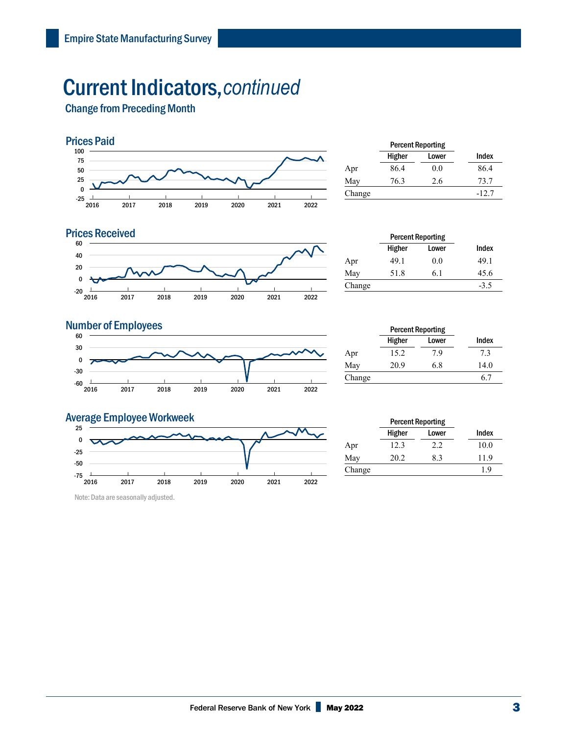# Current Indicators, *continued*

## Change from Preceding Month

### Prices Paid

| | Percent Reporting | | |
|---|---|---|---|
| | Higher | Lower | Index |
| Apr | 86.4 | 0.0 | 86.4 |
| May | 76.3 | 2.6 | 73.7 |
| Change | | | -12.7 |

### Prices Received

| | Percent Reporting | | |
|---|---|---|---|
| | Higher | Lower | Index |
| Apr | 49.1 | 0.0 | 49.1 |
| May | 51.8 | 6.1 | 45.6 |
| Change | | | -3.5 |

### Number of Employees

| | Percent Reporting | | |
|---|---|---|---|
| | Higher | Lower | Index |
| Apr | 15.2 | 7.9 | 7.3 |
| May | 20.9 | 6.8 | 14.0 |
| Change | | | 6.7 |

### Average Employee Workweek

| | Percent Reporting | | |
|---|---|---|---|
| | Higher | Lower | Index |
| Apr | 12.3 | 2.2 | 10.0 |
| May | 20.2 | 8.3 | 11.9 |
| Change | | | 1.9 |

Note: Data are seasonally adjusted.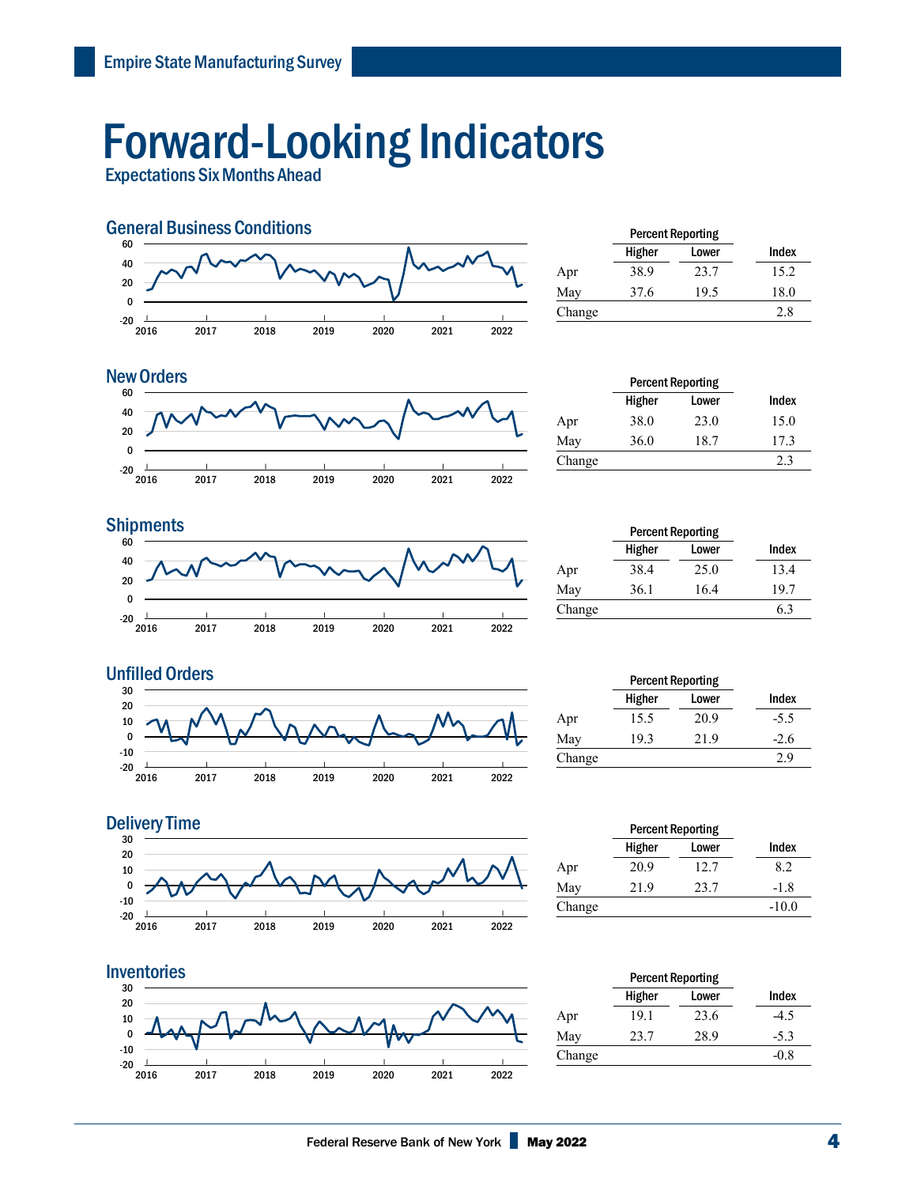# Forward-Looking Indicators

## Expectations Six Months Ahead

### General Business Conditions

| | Percent Reporting | | |
|---|---|---|---|
| | Higher | Lower | Index |
| Apr | 38.9 | 23.7 | 15.2 |
| May | 37.6 | 19.5 | 18.0 |
| Change | | | 2.8 |

### New Orders

| | Percent Reporting | | |
|---|---|---|---|
| | Higher | Lower | Index |
| Apr | 38.0 | 23.0 | 15.0 |
| May | 36.0 | 18.7 | 17.3 |
| Change | | | 2.3 |

### Shipments

| | Percent Reporting | | |
|---|---|---|---|
| | Higher | Lower | Index |
| Apr | 38.4 | 25.0 | 13.4 |
| May | 36.1 | 16.4 | 19.7 |
| Change | | | 6.3 |

### Unfilled Orders

| | Percent Reporting | | |
|---|---|---|---|
| | Higher | Lower | Index |
| Apr | 15.5 | 20.9 | -5.5 |
| May | 19.3 | 21.9 | -2.6 |
| Change | | | 2.9 |

### Delivery Time

| | Percent Reporting | | |
|---|---|---|---|
| | Higher | Lower | Index |
| Apr | 20.9 | 12.7 | 8.2 |
| May | 21.9 | 23.7 | -1.8 |
| Change | | | -10.0 |

### Inventories

| | Percent Reporting | | |
|---|---|---|---|
| | Higher | Lower | Index |
| Apr | 19.1 | 23.6 | -4.5 |
| May | 23.7 | 28.9 | -5.3 |
| Change | | | -0.8 |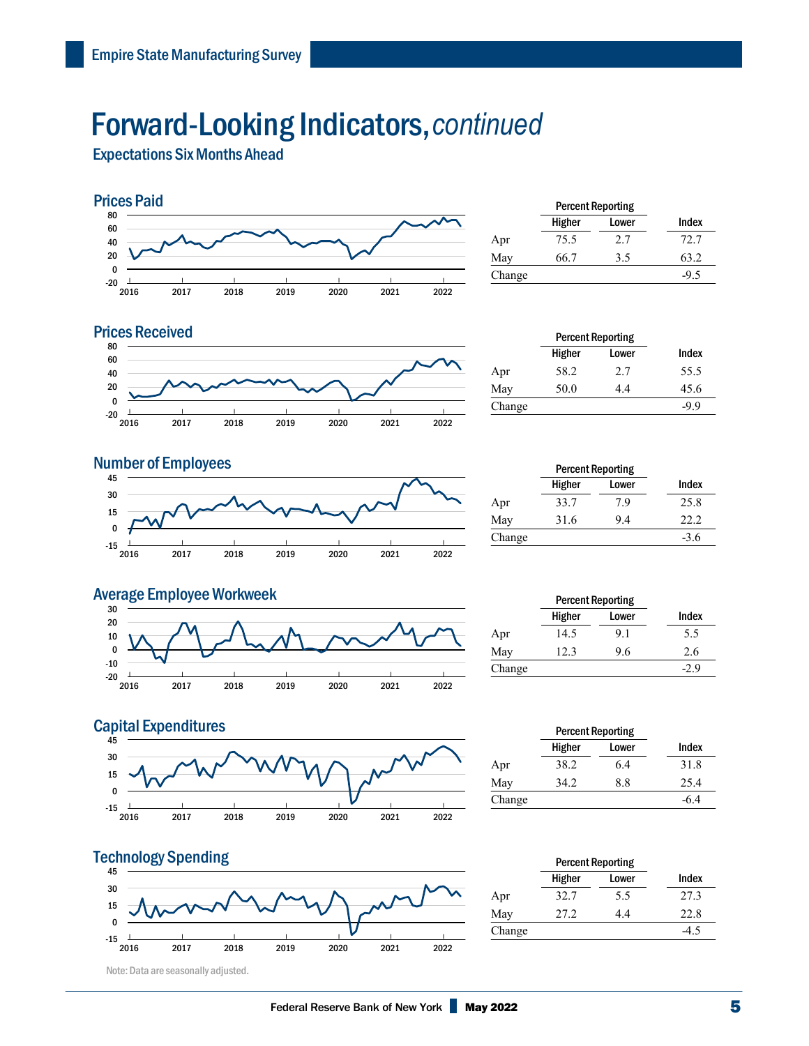# Forward-Looking Indicators, *continued*

## Expectations Six Months Ahead

### Prices Paid

80
60
40
20
0
-20
2016 2017 2018 2019 2020 2021 2022

| | Percent Reporting | | |
|---|---|---|---|
| | Higher | Lower | Index |
| Apr | 75.5 | 2.7 | 72.7 |
| May | 66.7 | 3.5 | 63.2 |
| Change | | | -9.5 |

### Prices Received

80
60
40
20
0
-20
2016 2017 2018 2019 2020 2021 2022

| | Percent Reporting | | |
|---|---|---|---|
| | Higher | Lower | Index |
| Apr | 58.2 | 2.7 | 55.5 |
| May | 50.0 | 4.4 | 45.6 |
| Change | | | -9.9 |

### Number of Employees

45
30
15
0
-15
2016 2017 2018 2019 2020 2021 2022

| | Percent Reporting | | |
|---|---|---|---|
| | Higher | Lower | Index |
| Apr | 33.7 | 7.9 | 25.8 |
| May | 31.6 | 9.4 | 22.2 |
| Change | | | -3.6 |

### Average Employee Workweek

30
20
10
0
-10
-20
2016 2017 2018 2019 2020 2021 2022

| | Percent Reporting | | |
|---|---|---|---|
| | Higher | Lower | Index |
| Apr | 14.5 | 9.1 | 5.5 |
| May | 12.3 | 9.6 | 2.6 |
| Change | | | -2.9 |

### Capital Expenditures

45
30
15
0
-15
2016 2017 2018 2019 2020 2021 2022

| | Percent Reporting | | |
|---|---|---|---|
| | Higher | Lower | Index |
| Apr | 38.2 | 6.4 | 31.8 |
| May | 34.2 | 8.8 | 25.4 |
| Change | | | -6.4 |

### Technology Spending

45
30
15
0
-15
2016 2017 2018 2019 2020 2021 2022

| | Percent Reporting | | |
|---|---|---|---|
| | Higher | Lower | Index |
| Apr | 32.7 | 5.5 | 27.3 |
| May | 27.2 | 4.4 | 22.8 |
| Change | | | -4.5 |

Note: Data are seasonally adjusted.